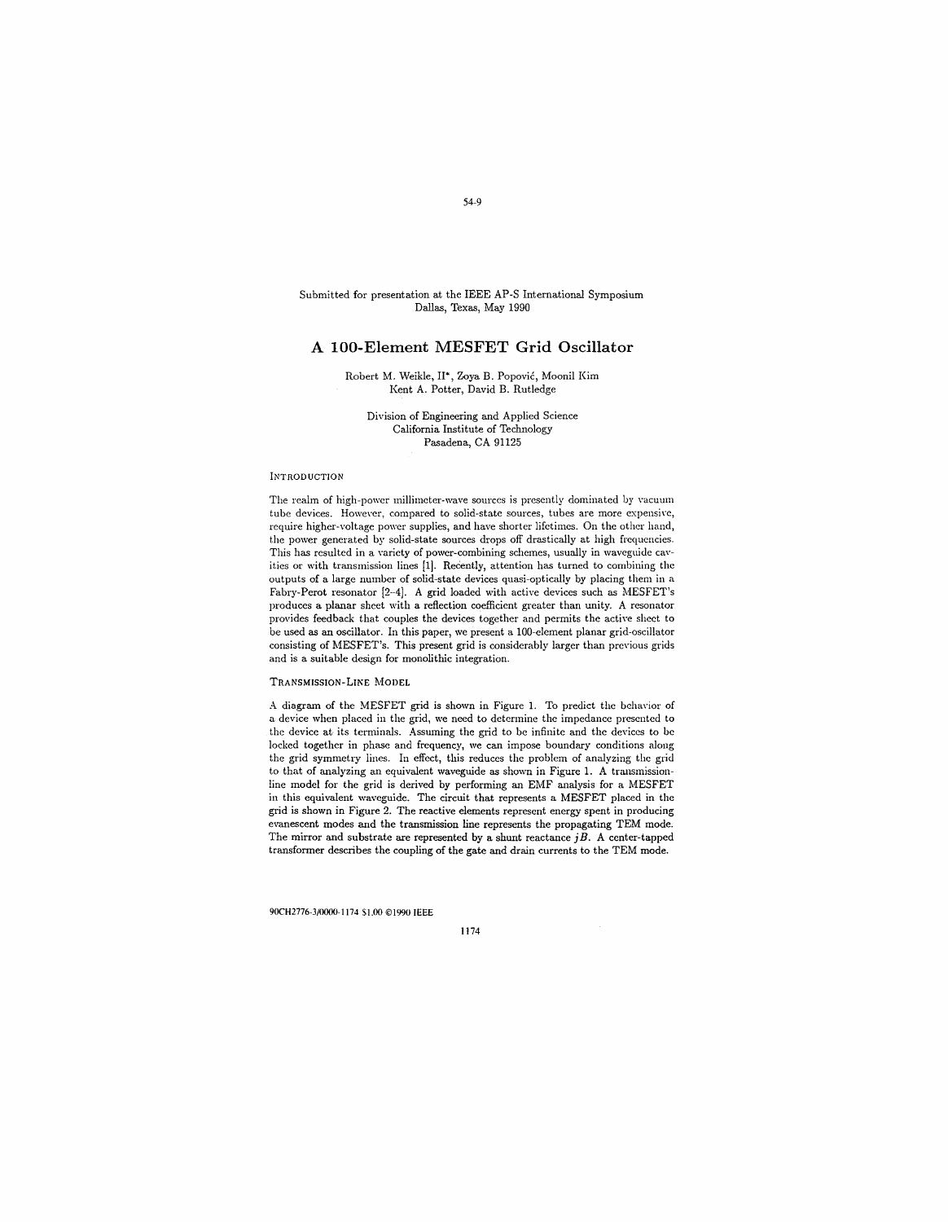Submitted for presentation at the IEEE AP-S International Symposium
Dallas, Texas, May 1990

# A 100-Element MESFET Grid Oscillator

Robert M. Weikle, II*, Zoya B. Popović, Moonil Kim
Kent A. Potter, David B. Rutledge

Division of Engineering and Applied Science
California Institute of Technology
Pasadena, CA 91125

## Introduction

The realm of high-power millimeter-wave sources is presently dominated by vacuum tube devices. However, compared to solid-state sources, tubes are more expensive, require higher-voltage power supplies, and have shorter lifetimes. On the other hand, the power generated by solid-state sources drops off drastically at high frequencies. This has resulted in a variety of power-combining schemes, usually in waveguide cavities or with transmission lines [1]. Recently, attention has turned to combining the outputs of a large number of solid-state devices quasi-optically by placing them in a Fabry-Perot resonator [2–4]. A grid loaded with active devices such as MESFET's produces a planar sheet with a reflection coefficient greater than unity. A resonator provides feedback that couples the devices together and permits the active sheet to be used as an oscillator. In this paper, we present a 100-element planar grid-oscillator consisting of MESFET's. This present grid is considerably larger than previous grids and is a suitable design for monolithic integration.

## Transmission-Line Model

A diagram of the MESFET grid is shown in Figure 1. To predict the behavior of a device when placed in the grid, we need to determine the impedance presented to the device at its terminals. Assuming the grid to be infinite and the devices to be locked together in phase and frequency, we can impose boundary conditions along the grid symmetry lines. In effect, this reduces the problem of analyzing the grid to that of analyzing an equivalent waveguide as shown in Figure 1. A transmission-line model for the grid is derived by performing an EMF analysis for a MESFET in this equivalent waveguide. The circuit that represents a MESFET placed in the grid is shown in Figure 2. The reactive elements represent energy spent in producing evanescent modes and the transmission line represents the propagating TEM mode. The mirror and substrate are represented by a shunt reactance $jB$. A center-tapped transformer describes the coupling of the gate and drain currents to the TEM mode.

90CH2776-3/0000-1174 $1.00 ©1990 IEEE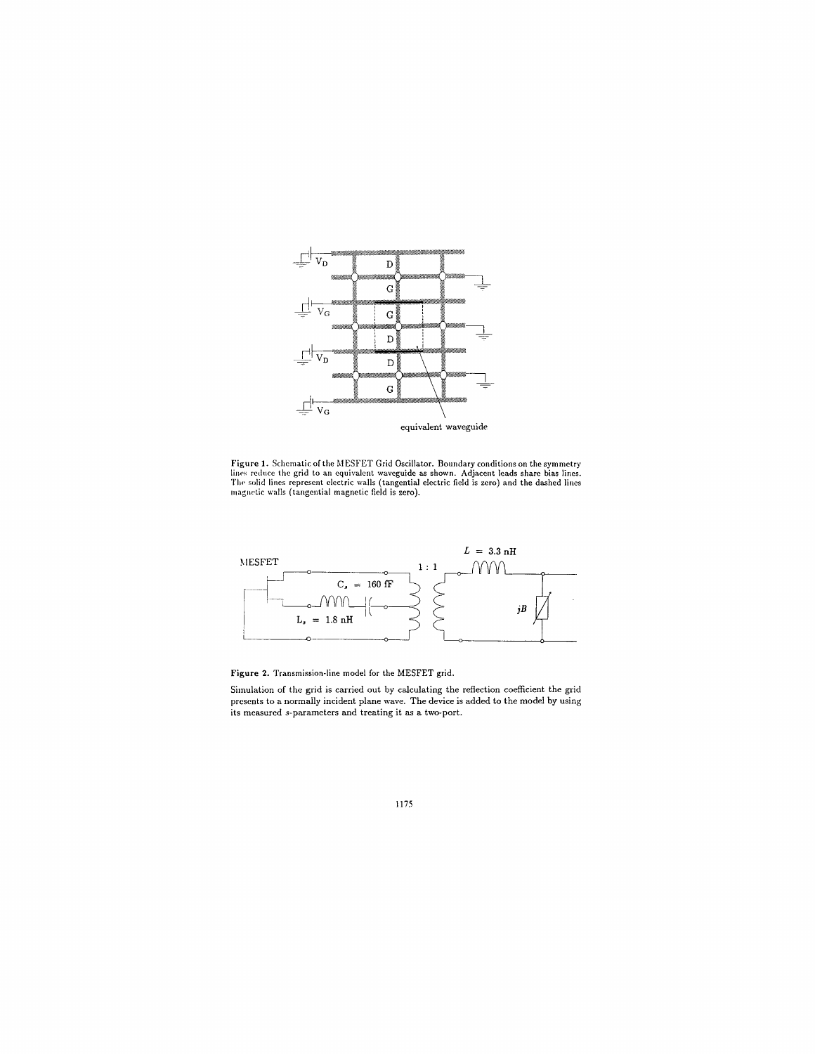Figure 1. Schematic of the MESFET Grid Oscillator. Boundary conditions on the symmetry lines reduce the grid to an equivalent waveguide as shown. Adjacent leads share bias lines. The solid lines represent electric walls (tangential electric field is zero) and the dashed lines magnetic walls (tangential magnetic field is zero).

Figure 2. Transmission-line model for the MESFET grid.

Simulation of the grid is carried out by calculating the reflection coefficient the grid presents to a normally incident plane wave. The device is added to the model by using its measured $s$-parameters and treating it as a two-port.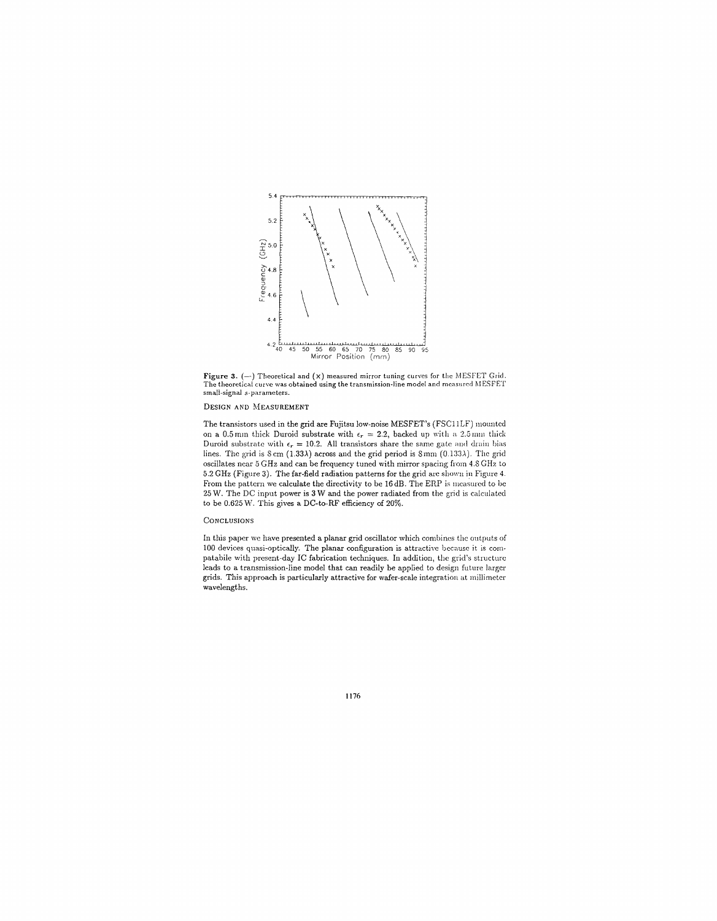**Figure 3.** (—) Theoretical and (x) measured mirror tuning curves for the MESFET Grid. The theoretical curve was obtained using the transmission-line model and measured MESFET small-signal *s*-parameters.

## Design and Measurement

The transistors used in the grid are Fujitsu low-noise MESFET's (FSC11LF) mounted on a 0.5 mm thick Duroid substrate with $\epsilon_r = 2.2$, backed up with a 2.5 mm thick Duroid substrate with $\epsilon_r = 10.2$. All transistors share the same gate and drain bias lines. The grid is 8 cm ($1.33\lambda$) across and the grid period is 8 mm ($0.133\lambda$). The grid oscillates near 5 GHz and can be frequency tuned with mirror spacing from 4.8 GHz to 5.2 GHz (Figure 3). The far-field radiation patterns for the grid are shown in Figure 4. From the pattern we calculate the directivity to be 16 dB. The ERP is measured to be 25 W. The DC input power is 3 W and the power radiated from the grid is calculated to be 0.625 W. This gives a DC-to-RF efficiency of 20%.

## Conclusions

In this paper we have presented a planar grid oscillator which combines the outputs of 100 devices quasi-optically. The planar configuration is attractive because it is compatabile with present-day IC fabrication techniques. In addition, the grid's structure leads to a transmission-line model that can readily be applied to design future larger grids. This approach is particularly attractive for wafer-scale integration at millimeter wavelengths.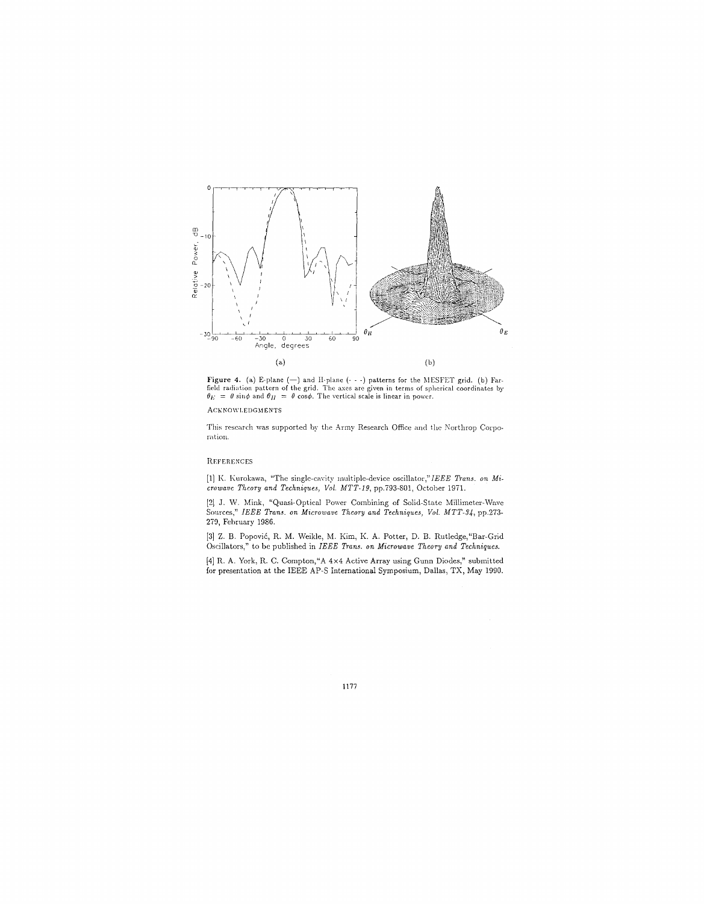0

-10

-20

-30

Relative Power, dB

-90 -60 -30 0 30 60 90

Angle, degrees

(a)

$\theta_H$

$\theta_E$

(b)

**Figure 4.** (a) E-plane (—) and H-plane (- - -) patterns for the MESFET grid. (b) Far-field radiation pattern of the grid. The axes are given in terms of spherical coordinates by $\theta_E = \theta \sin\phi$ and $\theta_H = \theta \cos\phi$. The vertical scale is linear in power.

## ACKNOWLEDGMENTS

This research was supported by the Army Research Office and the Northrop Corporation.

## REFERENCES

[1] K. Kurokawa, "The single-cavity multiple-device oscillator," *IEEE Trans. on Microwave Theory and Techniques, Vol. MTT-19*, pp.793-801, October 1971.

[2] J. W. Mink, "Quasi-Optical Power Combining of Solid-State Millimeter-Wave Sources," *IEEE Trans. on Microwave Theory and Techniques, Vol. MTT-34*, pp.273-279, February 1986.

[3] Z. B. Popović, R. M. Weikle, M. Kim, K. A. Potter, D. B. Rutledge, "Bar-Grid Oscillators," to be published in *IEEE Trans. on Microwave Theory and Techniques.*

[4] R. A. York, R. C. Compton, "A 4×4 Active Array using Gunn Diodes," submitted for presentation at the IEEE AP-S International Symposium, Dallas, TX, May 1990.